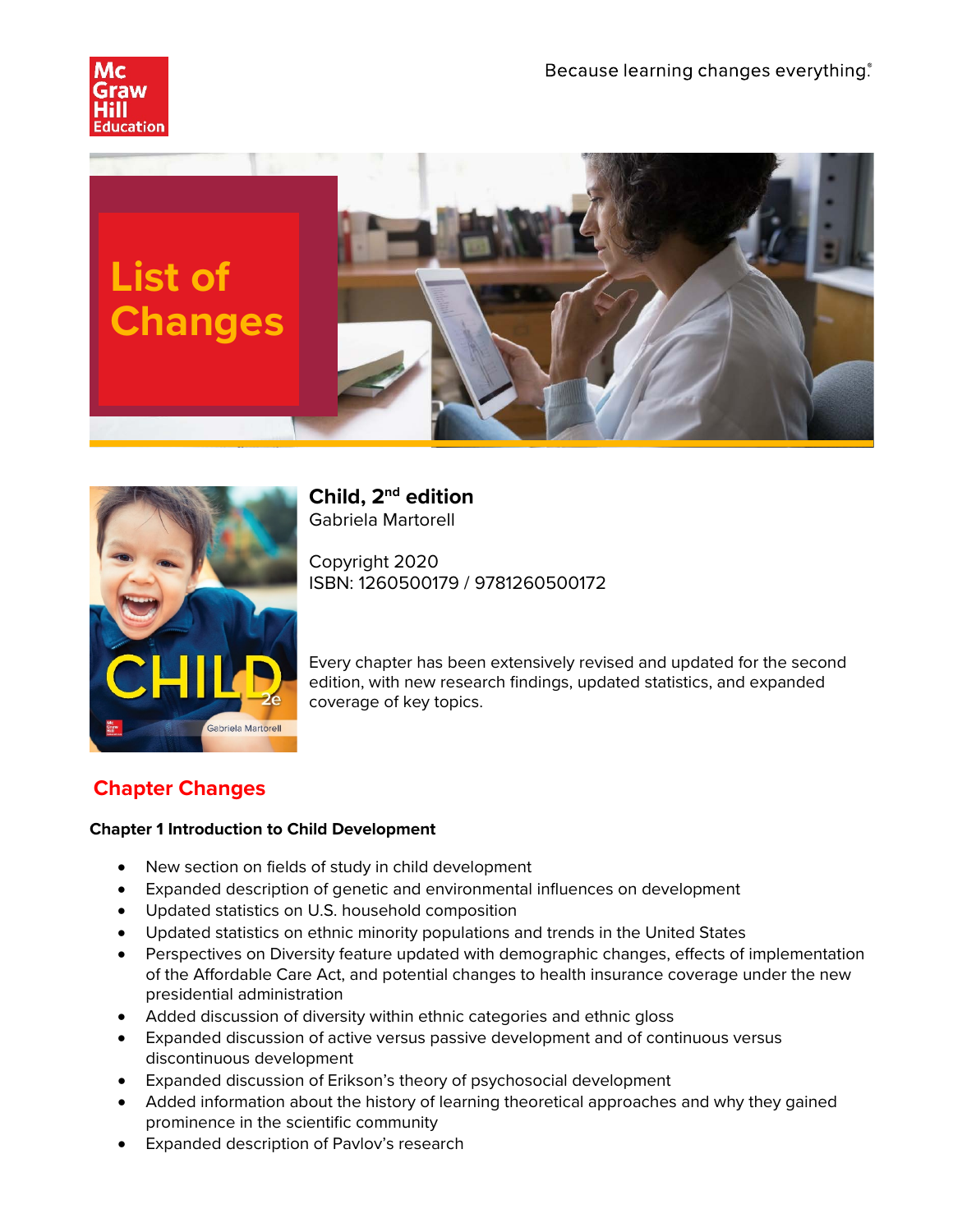Because learning changes everything.®

# List of Changes

## Child, 2nd edition

Gabriela Martorell

Copyright 2020
ISBN: 1260500179 / 9781260500172

Every chapter has been extensively revised and updated for the second edition, with new research findings, updated statistics, and expanded coverage of key topics.

## Chapter Changes

### Chapter 1 Introduction to Child Development

- New section on fields of study in child development
- Expanded description of genetic and environmental influences on development
- Updated statistics on U.S. household composition
- Updated statistics on ethnic minority populations and trends in the United States
- Perspectives on Diversity feature updated with demographic changes, effects of implementation of the Affordable Care Act, and potential changes to health insurance coverage under the new presidential administration
- Added discussion of diversity within ethnic categories and ethnic gloss
- Expanded discussion of active versus passive development and of continuous versus discontinuous development
- Expanded discussion of Erikson's theory of psychosocial development
- Added information about the history of learning theoretical approaches and why they gained prominence in the scientific community
- Expanded description of Pavlov's research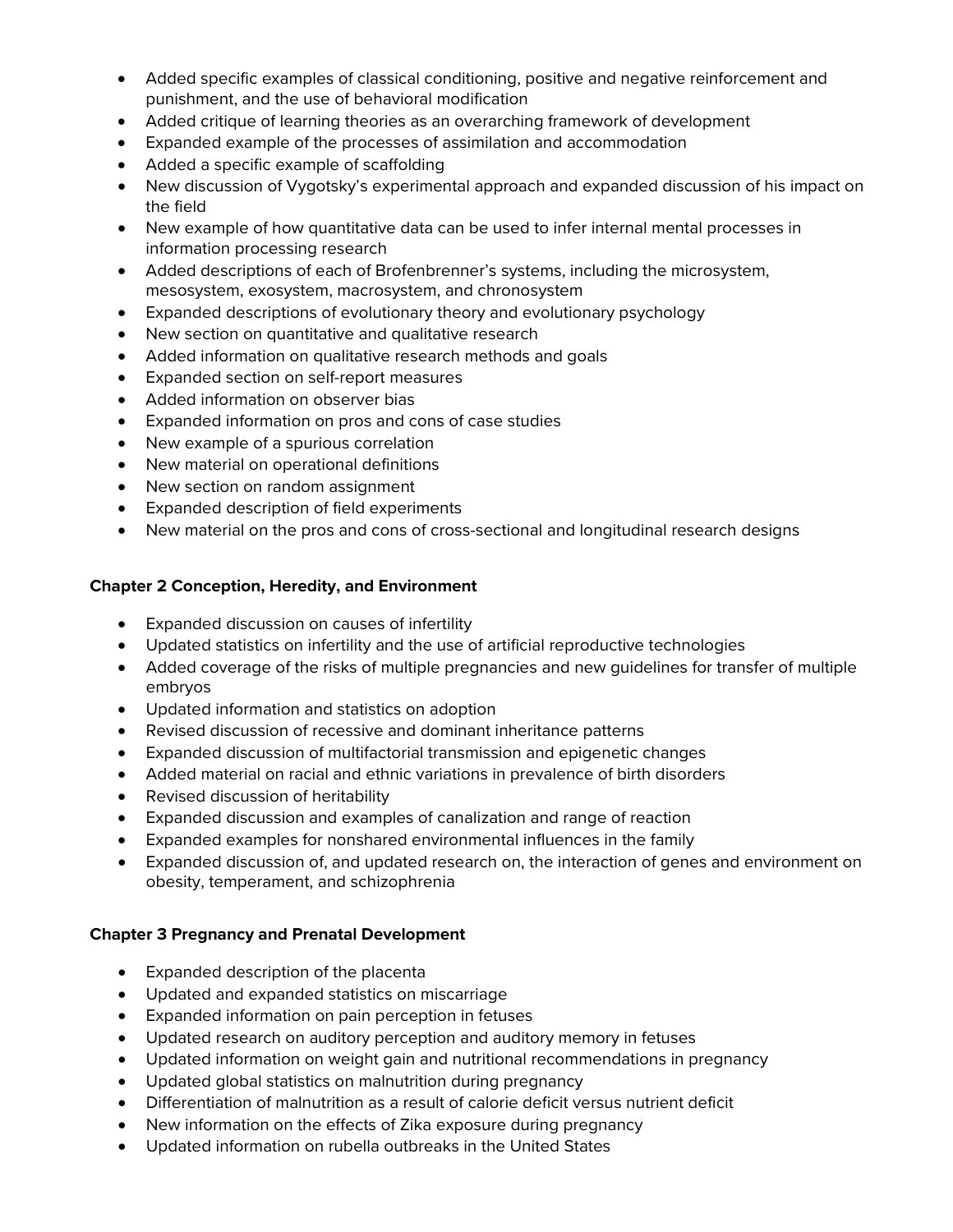- Added specific examples of classical conditioning, positive and negative reinforcement and punishment, and the use of behavioral modification
- Added critique of learning theories as an overarching framework of development
- Expanded example of the processes of assimilation and accommodation
- Added a specific example of scaffolding
- New discussion of Vygotsky's experimental approach and expanded discussion of his impact on the field
- New example of how quantitative data can be used to infer internal mental processes in information processing research
- Added descriptions of each of Brofenbrenner's systems, including the microsystem, mesosystem, exosystem, macrosystem, and chronosystem
- Expanded descriptions of evolutionary theory and evolutionary psychology
- New section on quantitative and qualitative research
- Added information on qualitative research methods and goals
- Expanded section on self-report measures
- Added information on observer bias
- Expanded information on pros and cons of case studies
- New example of a spurious correlation
- New material on operational definitions
- New section on random assignment
- Expanded description of field experiments
- New material on the pros and cons of cross-sectional and longitudinal research designs

**Chapter 2 Conception, Heredity, and Environment**

- Expanded discussion on causes of infertility
- Updated statistics on infertility and the use of artificial reproductive technologies
- Added coverage of the risks of multiple pregnancies and new guidelines for transfer of multiple embryos
- Updated information and statistics on adoption
- Revised discussion of recessive and dominant inheritance patterns
- Expanded discussion of multifactorial transmission and epigenetic changes
- Added material on racial and ethnic variations in prevalence of birth disorders
- Revised discussion of heritability
- Expanded discussion and examples of canalization and range of reaction
- Expanded examples for nonshared environmental influences in the family
- Expanded discussion of, and updated research on, the interaction of genes and environment on obesity, temperament, and schizophrenia

**Chapter 3 Pregnancy and Prenatal Development**

- Expanded description of the placenta
- Updated and expanded statistics on miscarriage
- Expanded information on pain perception in fetuses
- Updated research on auditory perception and auditory memory in fetuses
- Updated information on weight gain and nutritional recommendations in pregnancy
- Updated global statistics on malnutrition during pregnancy
- Differentiation of malnutrition as a result of calorie deficit versus nutrient deficit
- New information on the effects of Zika exposure during pregnancy
- Updated information on rubella outbreaks in the United States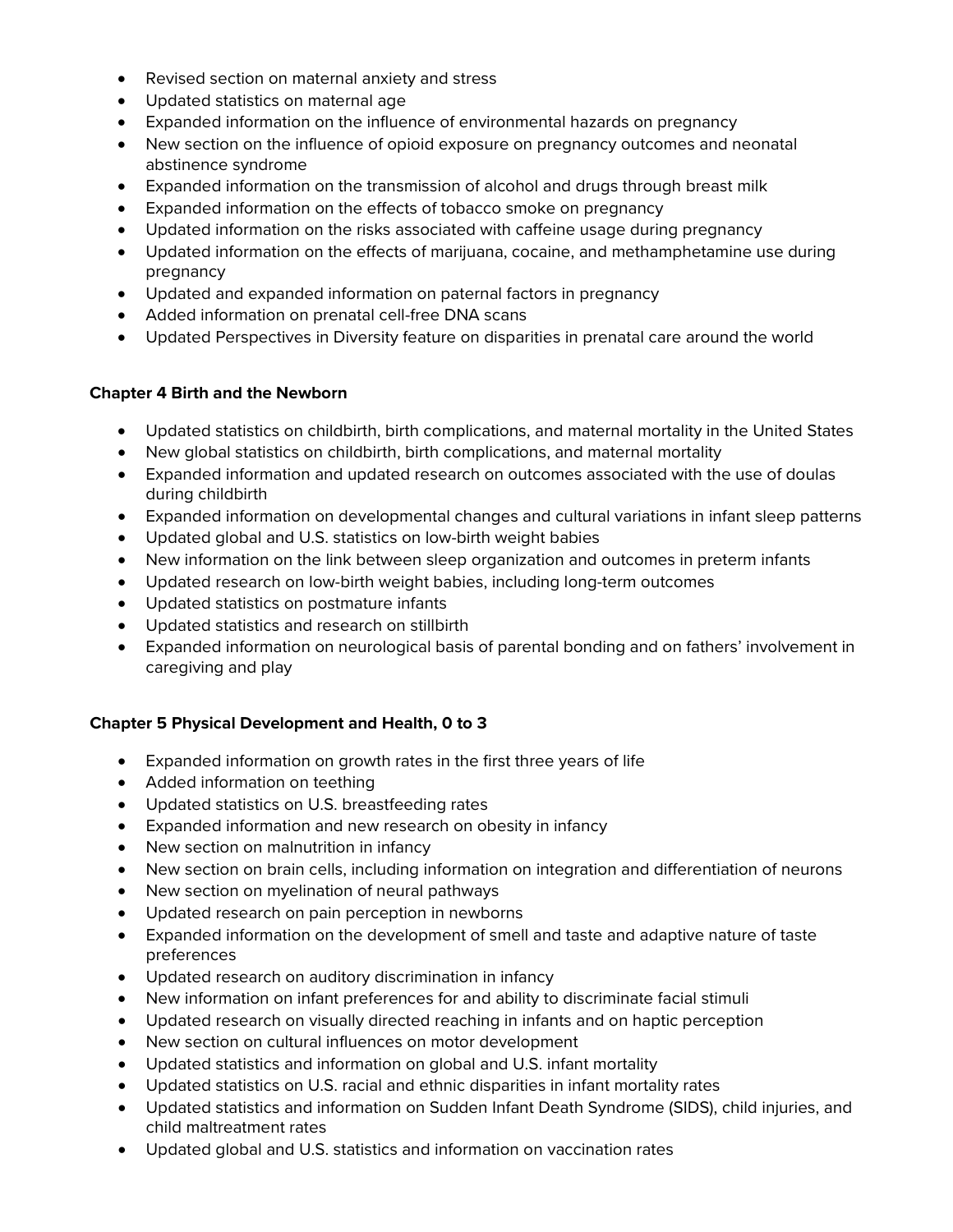- Revised section on maternal anxiety and stress
- Updated statistics on maternal age
- Expanded information on the influence of environmental hazards on pregnancy
- New section on the influence of opioid exposure on pregnancy outcomes and neonatal abstinence syndrome
- Expanded information on the transmission of alcohol and drugs through breast milk
- Expanded information on the effects of tobacco smoke on pregnancy
- Updated information on the risks associated with caffeine usage during pregnancy
- Updated information on the effects of marijuana, cocaine, and methamphetamine use during pregnancy
- Updated and expanded information on paternal factors in pregnancy
- Added information on prenatal cell-free DNA scans
- Updated Perspectives in Diversity feature on disparities in prenatal care around the world

**Chapter 4 Birth and the Newborn**

- Updated statistics on childbirth, birth complications, and maternal mortality in the United States
- New global statistics on childbirth, birth complications, and maternal mortality
- Expanded information and updated research on outcomes associated with the use of doulas during childbirth
- Expanded information on developmental changes and cultural variations in infant sleep patterns
- Updated global and U.S. statistics on low-birth weight babies
- New information on the link between sleep organization and outcomes in preterm infants
- Updated research on low-birth weight babies, including long-term outcomes
- Updated statistics on postmature infants
- Updated statistics and research on stillbirth
- Expanded information on neurological basis of parental bonding and on fathers' involvement in caregiving and play

**Chapter 5 Physical Development and Health, 0 to 3**

- Expanded information on growth rates in the first three years of life
- Added information on teething
- Updated statistics on U.S. breastfeeding rates
- Expanded information and new research on obesity in infancy
- New section on malnutrition in infancy
- New section on brain cells, including information on integration and differentiation of neurons
- New section on myelination of neural pathways
- Updated research on pain perception in newborns
- Expanded information on the development of smell and taste and adaptive nature of taste preferences
- Updated research on auditory discrimination in infancy
- New information on infant preferences for and ability to discriminate facial stimuli
- Updated research on visually directed reaching in infants and on haptic perception
- New section on cultural influences on motor development
- Updated statistics and information on global and U.S. infant mortality
- Updated statistics on U.S. racial and ethnic disparities in infant mortality rates
- Updated statistics and information on Sudden Infant Death Syndrome (SIDS), child injuries, and child maltreatment rates
- Updated global and U.S. statistics and information on vaccination rates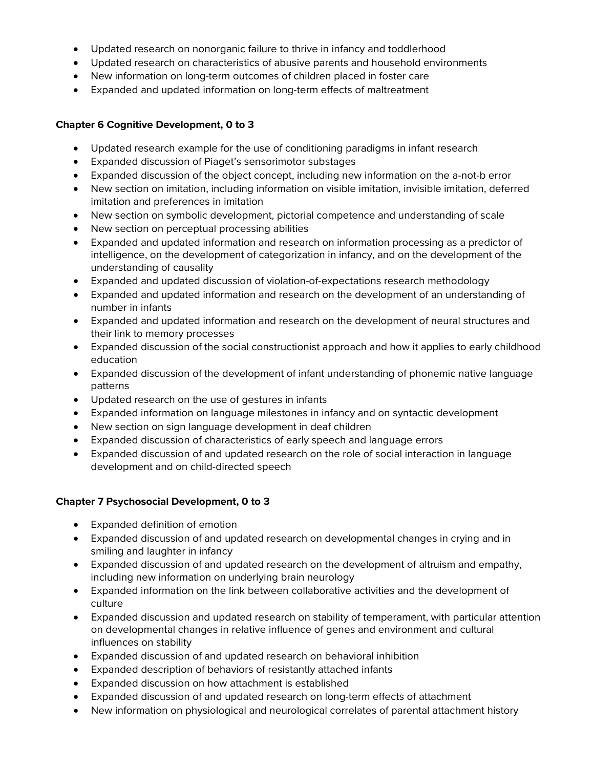- Updated research on nonorganic failure to thrive in infancy and toddlerhood
- Updated research on characteristics of abusive parents and household environments
- New information on long-term outcomes of children placed in foster care
- Expanded and updated information on long-term effects of maltreatment

**Chapter 6 Cognitive Development, 0 to 3**

- Updated research example for the use of conditioning paradigms in infant research
- Expanded discussion of Piaget's sensorimotor substages
- Expanded discussion of the object concept, including new information on the a-not-b error
- New section on imitation, including information on visible imitation, invisible imitation, deferred imitation and preferences in imitation
- New section on symbolic development, pictorial competence and understanding of scale
- New section on perceptual processing abilities
- Expanded and updated information and research on information processing as a predictor of intelligence, on the development of categorization in infancy, and on the development of the understanding of causality
- Expanded and updated discussion of violation-of-expectations research methodology
- Expanded and updated information and research on the development of an understanding of number in infants
- Expanded and updated information and research on the development of neural structures and their link to memory processes
- Expanded discussion of the social constructionist approach and how it applies to early childhood education
- Expanded discussion of the development of infant understanding of phonemic native language patterns
- Updated research on the use of gestures in infants
- Expanded information on language milestones in infancy and on syntactic development
- New section on sign language development in deaf children
- Expanded discussion of characteristics of early speech and language errors
- Expanded discussion of and updated research on the role of social interaction in language development and on child-directed speech

**Chapter 7 Psychosocial Development, 0 to 3**

- Expanded definition of emotion
- Expanded discussion of and updated research on developmental changes in crying and in smiling and laughter in infancy
- Expanded discussion of and updated research on the development of altruism and empathy, including new information on underlying brain neurology
- Expanded information on the link between collaborative activities and the development of culture
- Expanded discussion and updated research on stability of temperament, with particular attention on developmental changes in relative influence of genes and environment and cultural influences on stability
- Expanded discussion of and updated research on behavioral inhibition
- Expanded description of behaviors of resistantly attached infants
- Expanded discussion on how attachment is established
- Expanded discussion of and updated research on long-term effects of attachment
- New information on physiological and neurological correlates of parental attachment history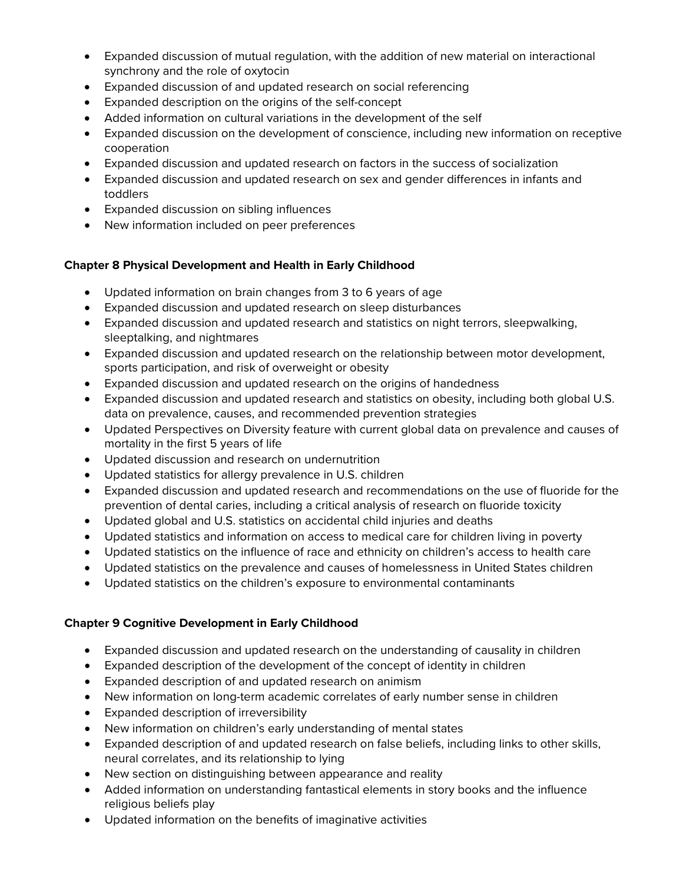- Expanded discussion of mutual regulation, with the addition of new material on interactional synchrony and the role of oxytocin
- Expanded discussion of and updated research on social referencing
- Expanded description on the origins of the self-concept
- Added information on cultural variations in the development of the self
- Expanded discussion on the development of conscience, including new information on receptive cooperation
- Expanded discussion and updated research on factors in the success of socialization
- Expanded discussion and updated research on sex and gender differences in infants and toddlers
- Expanded discussion on sibling influences
- New information included on peer preferences

**Chapter 8 Physical Development and Health in Early Childhood**

- Updated information on brain changes from 3 to 6 years of age
- Expanded discussion and updated research on sleep disturbances
- Expanded discussion and updated research and statistics on night terrors, sleepwalking, sleeptalking, and nightmares
- Expanded discussion and updated research on the relationship between motor development, sports participation, and risk of overweight or obesity
- Expanded discussion and updated research on the origins of handedness
- Expanded discussion and updated research and statistics on obesity, including both global U.S. data on prevalence, causes, and recommended prevention strategies
- Updated Perspectives on Diversity feature with current global data on prevalence and causes of mortality in the first 5 years of life
- Updated discussion and research on undernutrition
- Updated statistics for allergy prevalence in U.S. children
- Expanded discussion and updated research and recommendations on the use of fluoride for the prevention of dental caries, including a critical analysis of research on fluoride toxicity
- Updated global and U.S. statistics on accidental child injuries and deaths
- Updated statistics and information on access to medical care for children living in poverty
- Updated statistics on the influence of race and ethnicity on children's access to health care
- Updated statistics on the prevalence and causes of homelessness in United States children
- Updated statistics on the children's exposure to environmental contaminants

**Chapter 9 Cognitive Development in Early Childhood**

- Expanded discussion and updated research on the understanding of causality in children
- Expanded description of the development of the concept of identity in children
- Expanded description of and updated research on animism
- New information on long-term academic correlates of early number sense in children
- Expanded description of irreversibility
- New information on children's early understanding of mental states
- Expanded description of and updated research on false beliefs, including links to other skills, neural correlates, and its relationship to lying
- New section on distinguishing between appearance and reality
- Added information on understanding fantastical elements in story books and the influence religious beliefs play
- Updated information on the benefits of imaginative activities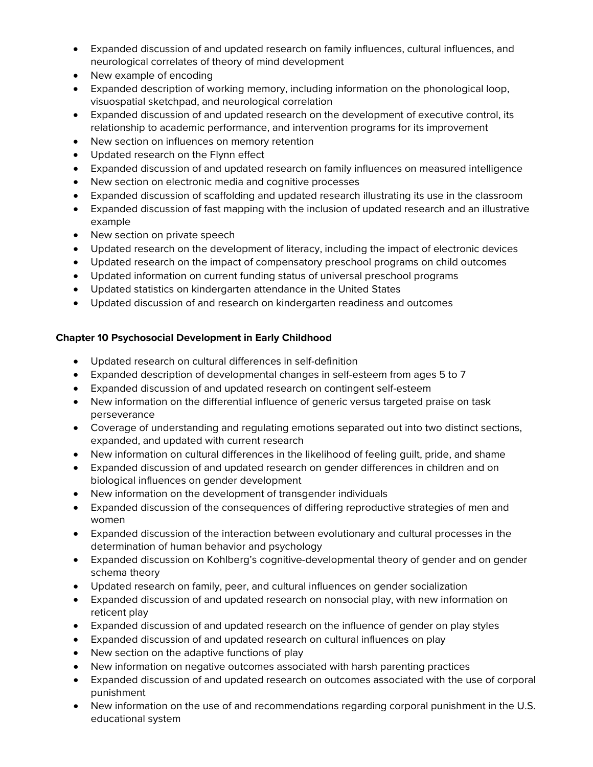- Expanded discussion of and updated research on family influences, cultural influences, and neurological correlates of theory of mind development
- New example of encoding
- Expanded description of working memory, including information on the phonological loop, visuospatial sketchpad, and neurological correlation
- Expanded discussion of and updated research on the development of executive control, its relationship to academic performance, and intervention programs for its improvement
- New section on influences on memory retention
- Updated research on the Flynn effect
- Expanded discussion of and updated research on family influences on measured intelligence
- New section on electronic media and cognitive processes
- Expanded discussion of scaffolding and updated research illustrating its use in the classroom
- Expanded discussion of fast mapping with the inclusion of updated research and an illustrative example
- New section on private speech
- Updated research on the development of literacy, including the impact of electronic devices
- Updated research on the impact of compensatory preschool programs on child outcomes
- Updated information on current funding status of universal preschool programs
- Updated statistics on kindergarten attendance in the United States
- Updated discussion of and research on kindergarten readiness and outcomes

**Chapter 10 Psychosocial Development in Early Childhood**

- Updated research on cultural differences in self-definition
- Expanded description of developmental changes in self-esteem from ages 5 to 7
- Expanded discussion of and updated research on contingent self-esteem
- New information on the differential influence of generic versus targeted praise on task perseverance
- Coverage of understanding and regulating emotions separated out into two distinct sections, expanded, and updated with current research
- New information on cultural differences in the likelihood of feeling guilt, pride, and shame
- Expanded discussion of and updated research on gender differences in children and on biological influences on gender development
- New information on the development of transgender individuals
- Expanded discussion of the consequences of differing reproductive strategies of men and women
- Expanded discussion of the interaction between evolutionary and cultural processes in the determination of human behavior and psychology
- Expanded discussion on Kohlberg's cognitive-developmental theory of gender and on gender schema theory
- Updated research on family, peer, and cultural influences on gender socialization
- Expanded discussion of and updated research on nonsocial play, with new information on reticent play
- Expanded discussion of and updated research on the influence of gender on play styles
- Expanded discussion of and updated research on cultural influences on play
- New section on the adaptive functions of play
- New information on negative outcomes associated with harsh parenting practices
- Expanded discussion of and updated research on outcomes associated with the use of corporal punishment
- New information on the use of and recommendations regarding corporal punishment in the U.S. educational system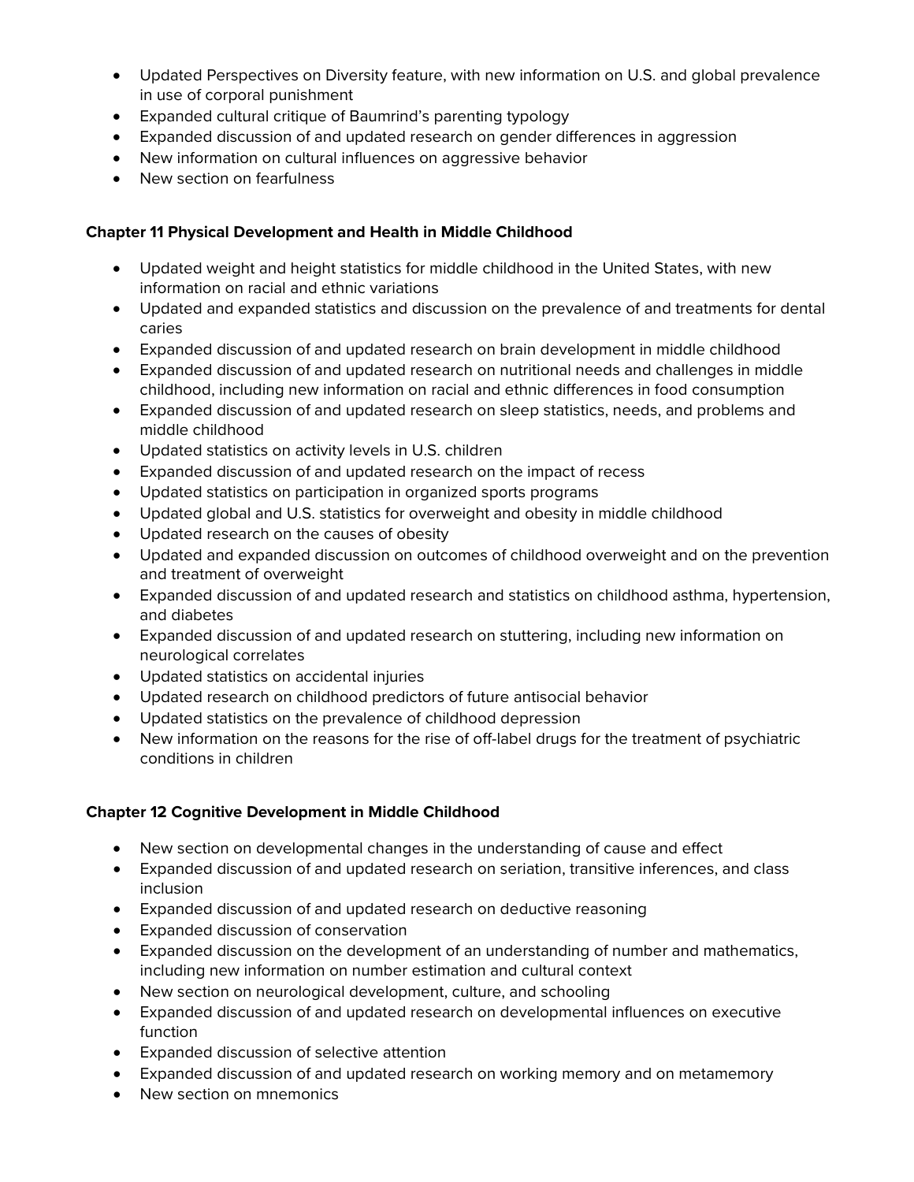- Updated Perspectives on Diversity feature, with new information on U.S. and global prevalence in use of corporal punishment
- Expanded cultural critique of Baumrind's parenting typology
- Expanded discussion of and updated research on gender differences in aggression
- New information on cultural influences on aggressive behavior
- New section on fearfulness

**Chapter 11 Physical Development and Health in Middle Childhood**

- Updated weight and height statistics for middle childhood in the United States, with new information on racial and ethnic variations
- Updated and expanded statistics and discussion on the prevalence of and treatments for dental caries
- Expanded discussion of and updated research on brain development in middle childhood
- Expanded discussion of and updated research on nutritional needs and challenges in middle childhood, including new information on racial and ethnic differences in food consumption
- Expanded discussion of and updated research on sleep statistics, needs, and problems and middle childhood
- Updated statistics on activity levels in U.S. children
- Expanded discussion of and updated research on the impact of recess
- Updated statistics on participation in organized sports programs
- Updated global and U.S. statistics for overweight and obesity in middle childhood
- Updated research on the causes of obesity
- Updated and expanded discussion on outcomes of childhood overweight and on the prevention and treatment of overweight
- Expanded discussion of and updated research and statistics on childhood asthma, hypertension, and diabetes
- Expanded discussion of and updated research on stuttering, including new information on neurological correlates
- Updated statistics on accidental injuries
- Updated research on childhood predictors of future antisocial behavior
- Updated statistics on the prevalence of childhood depression
- New information on the reasons for the rise of off-label drugs for the treatment of psychiatric conditions in children

**Chapter 12 Cognitive Development in Middle Childhood**

- New section on developmental changes in the understanding of cause and effect
- Expanded discussion of and updated research on seriation, transitive inferences, and class inclusion
- Expanded discussion of and updated research on deductive reasoning
- Expanded discussion of conservation
- Expanded discussion on the development of an understanding of number and mathematics, including new information on number estimation and cultural context
- New section on neurological development, culture, and schooling
- Expanded discussion of and updated research on developmental influences on executive function
- Expanded discussion of selective attention
- Expanded discussion of and updated research on working memory and on metamemory
- New section on mnemonics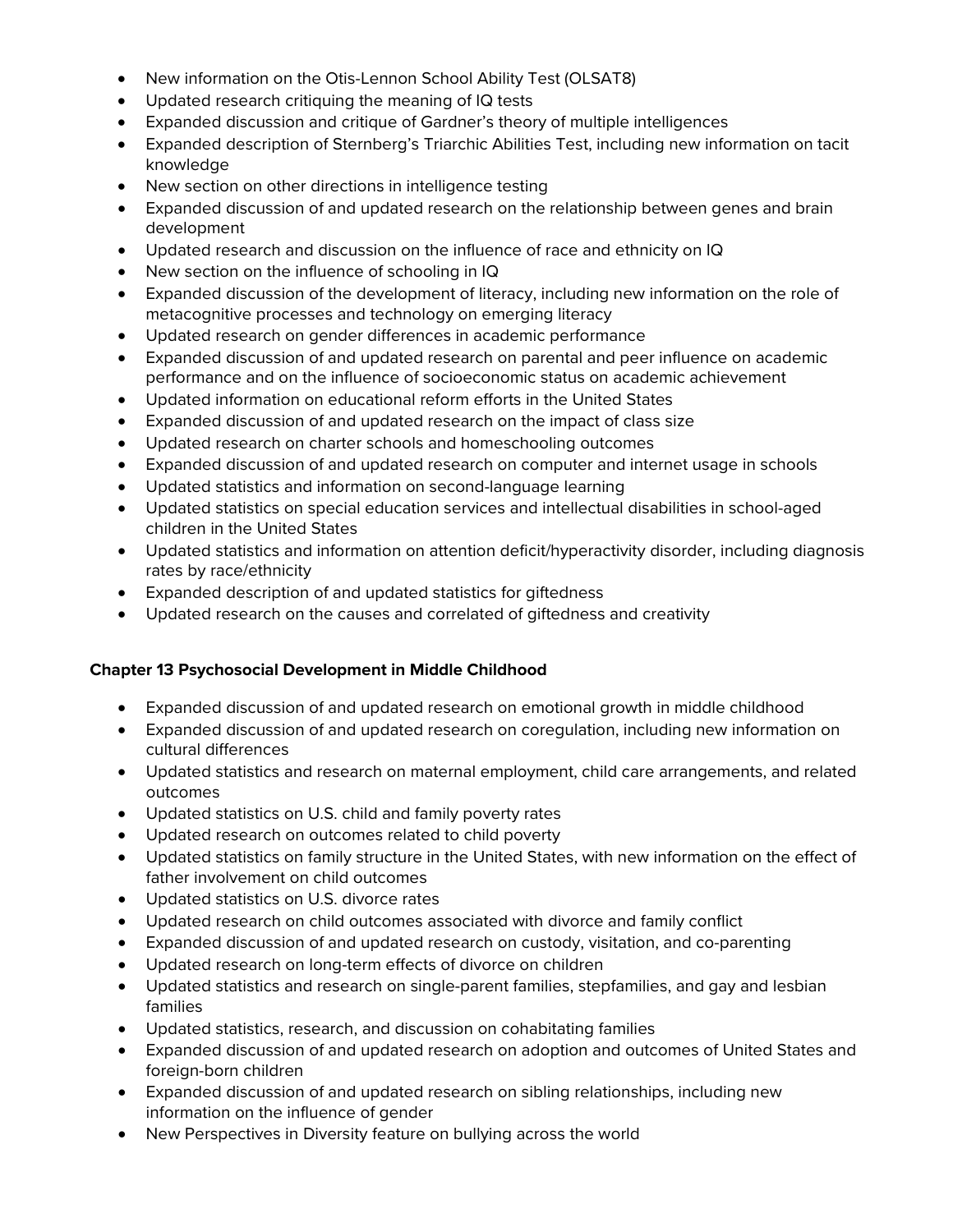- New information on the Otis-Lennon School Ability Test (OLSAT8)
- Updated research critiquing the meaning of IQ tests
- Expanded discussion and critique of Gardner's theory of multiple intelligences
- Expanded description of Sternberg's Triarchic Abilities Test, including new information on tacit knowledge
- New section on other directions in intelligence testing
- Expanded discussion of and updated research on the relationship between genes and brain development
- Updated research and discussion on the influence of race and ethnicity on IQ
- New section on the influence of schooling in IQ
- Expanded discussion of the development of literacy, including new information on the role of metacognitive processes and technology on emerging literacy
- Updated research on gender differences in academic performance
- Expanded discussion of and updated research on parental and peer influence on academic performance and on the influence of socioeconomic status on academic achievement
- Updated information on educational reform efforts in the United States
- Expanded discussion of and updated research on the impact of class size
- Updated research on charter schools and homeschooling outcomes
- Expanded discussion of and updated research on computer and internet usage in schools
- Updated statistics and information on second-language learning
- Updated statistics on special education services and intellectual disabilities in school-aged children in the United States
- Updated statistics and information on attention deficit/hyperactivity disorder, including diagnosis rates by race/ethnicity
- Expanded description of and updated statistics for giftedness
- Updated research on the causes and correlated of giftedness and creativity

**Chapter 13 Psychosocial Development in Middle Childhood**

- Expanded discussion of and updated research on emotional growth in middle childhood
- Expanded discussion of and updated research on coregulation, including new information on cultural differences
- Updated statistics and research on maternal employment, child care arrangements, and related outcomes
- Updated statistics on U.S. child and family poverty rates
- Updated research on outcomes related to child poverty
- Updated statistics on family structure in the United States, with new information on the effect of father involvement on child outcomes
- Updated statistics on U.S. divorce rates
- Updated research on child outcomes associated with divorce and family conflict
- Expanded discussion of and updated research on custody, visitation, and co-parenting
- Updated research on long-term effects of divorce on children
- Updated statistics and research on single-parent families, stepfamilies, and gay and lesbian families
- Updated statistics, research, and discussion on cohabitating families
- Expanded discussion of and updated research on adoption and outcomes of United States and foreign-born children
- Expanded discussion of and updated research on sibling relationships, including new information on the influence of gender
- New Perspectives in Diversity feature on bullying across the world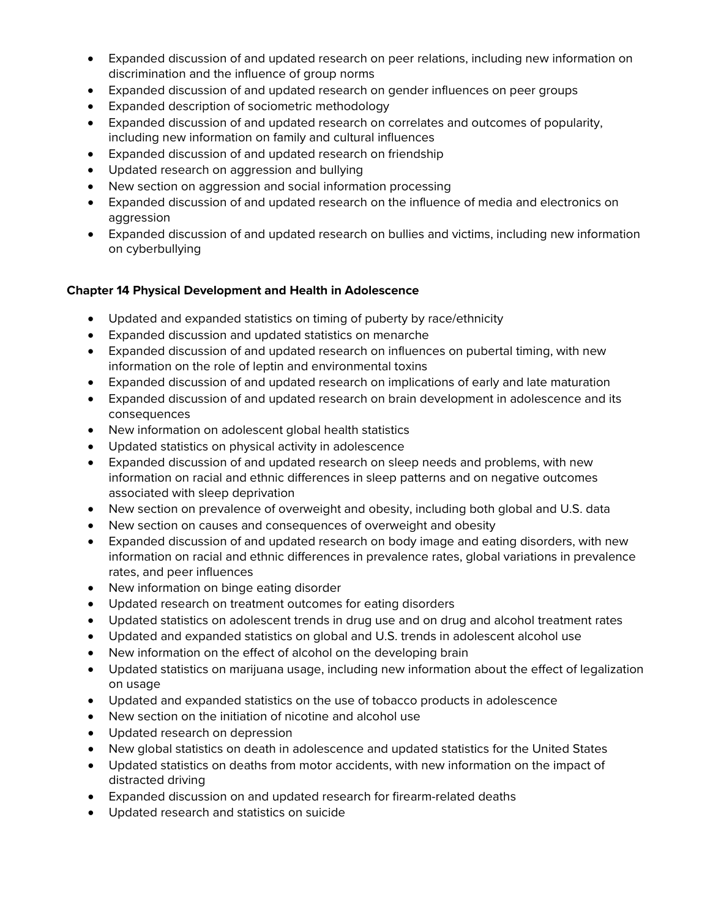- Expanded discussion of and updated research on peer relations, including new information on discrimination and the influence of group norms
- Expanded discussion of and updated research on gender influences on peer groups
- Expanded description of sociometric methodology
- Expanded discussion of and updated research on correlates and outcomes of popularity, including new information on family and cultural influences
- Expanded discussion of and updated research on friendship
- Updated research on aggression and bullying
- New section on aggression and social information processing
- Expanded discussion of and updated research on the influence of media and electronics on aggression
- Expanded discussion of and updated research on bullies and victims, including new information on cyberbullying

**Chapter 14 Physical Development and Health in Adolescence**

- Updated and expanded statistics on timing of puberty by race/ethnicity
- Expanded discussion and updated statistics on menarche
- Expanded discussion of and updated research on influences on pubertal timing, with new information on the role of leptin and environmental toxins
- Expanded discussion of and updated research on implications of early and late maturation
- Expanded discussion of and updated research on brain development in adolescence and its consequences
- New information on adolescent global health statistics
- Updated statistics on physical activity in adolescence
- Expanded discussion of and updated research on sleep needs and problems, with new information on racial and ethnic differences in sleep patterns and on negative outcomes associated with sleep deprivation
- New section on prevalence of overweight and obesity, including both global and U.S. data
- New section on causes and consequences of overweight and obesity
- Expanded discussion of and updated research on body image and eating disorders, with new information on racial and ethnic differences in prevalence rates, global variations in prevalence rates, and peer influences
- New information on binge eating disorder
- Updated research on treatment outcomes for eating disorders
- Updated statistics on adolescent trends in drug use and on drug and alcohol treatment rates
- Updated and expanded statistics on global and U.S. trends in adolescent alcohol use
- New information on the effect of alcohol on the developing brain
- Updated statistics on marijuana usage, including new information about the effect of legalization on usage
- Updated and expanded statistics on the use of tobacco products in adolescence
- New section on the initiation of nicotine and alcohol use
- Updated research on depression
- New global statistics on death in adolescence and updated statistics for the United States
- Updated statistics on deaths from motor accidents, with new information on the impact of distracted driving
- Expanded discussion on and updated research for firearm-related deaths
- Updated research and statistics on suicide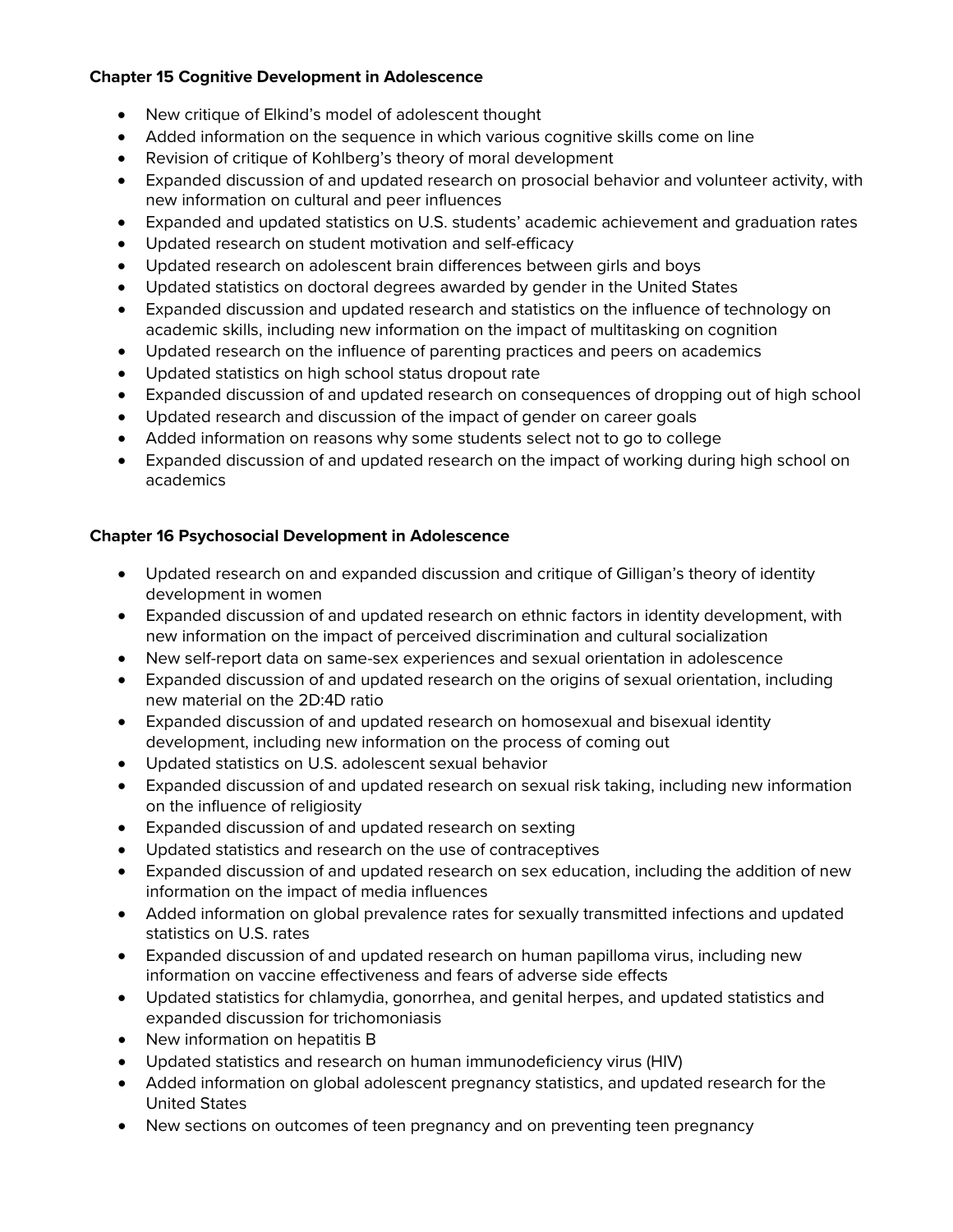**Chapter 15 Cognitive Development in Adolescence**

- New critique of Elkind's model of adolescent thought
- Added information on the sequence in which various cognitive skills come on line
- Revision of critique of Kohlberg's theory of moral development
- Expanded discussion of and updated research on prosocial behavior and volunteer activity, with new information on cultural and peer influences
- Expanded and updated statistics on U.S. students' academic achievement and graduation rates
- Updated research on student motivation and self-efficacy
- Updated research on adolescent brain differences between girls and boys
- Updated statistics on doctoral degrees awarded by gender in the United States
- Expanded discussion and updated research and statistics on the influence of technology on academic skills, including new information on the impact of multitasking on cognition
- Updated research on the influence of parenting practices and peers on academics
- Updated statistics on high school status dropout rate
- Expanded discussion of and updated research on consequences of dropping out of high school
- Updated research and discussion of the impact of gender on career goals
- Added information on reasons why some students select not to go to college
- Expanded discussion of and updated research on the impact of working during high school on academics

**Chapter 16 Psychosocial Development in Adolescence**

- Updated research on and expanded discussion and critique of Gilligan's theory of identity development in women
- Expanded discussion of and updated research on ethnic factors in identity development, with new information on the impact of perceived discrimination and cultural socialization
- New self-report data on same-sex experiences and sexual orientation in adolescence
- Expanded discussion of and updated research on the origins of sexual orientation, including new material on the 2D:4D ratio
- Expanded discussion of and updated research on homosexual and bisexual identity development, including new information on the process of coming out
- Updated statistics on U.S. adolescent sexual behavior
- Expanded discussion of and updated research on sexual risk taking, including new information on the influence of religiosity
- Expanded discussion of and updated research on sexting
- Updated statistics and research on the use of contraceptives
- Expanded discussion of and updated research on sex education, including the addition of new information on the impact of media influences
- Added information on global prevalence rates for sexually transmitted infections and updated statistics on U.S. rates
- Expanded discussion of and updated research on human papilloma virus, including new information on vaccine effectiveness and fears of adverse side effects
- Updated statistics for chlamydia, gonorrhea, and genital herpes, and updated statistics and expanded discussion for trichomoniasis
- New information on hepatitis B
- Updated statistics and research on human immunodeficiency virus (HIV)
- Added information on global adolescent pregnancy statistics, and updated research for the United States
- New sections on outcomes of teen pregnancy and on preventing teen pregnancy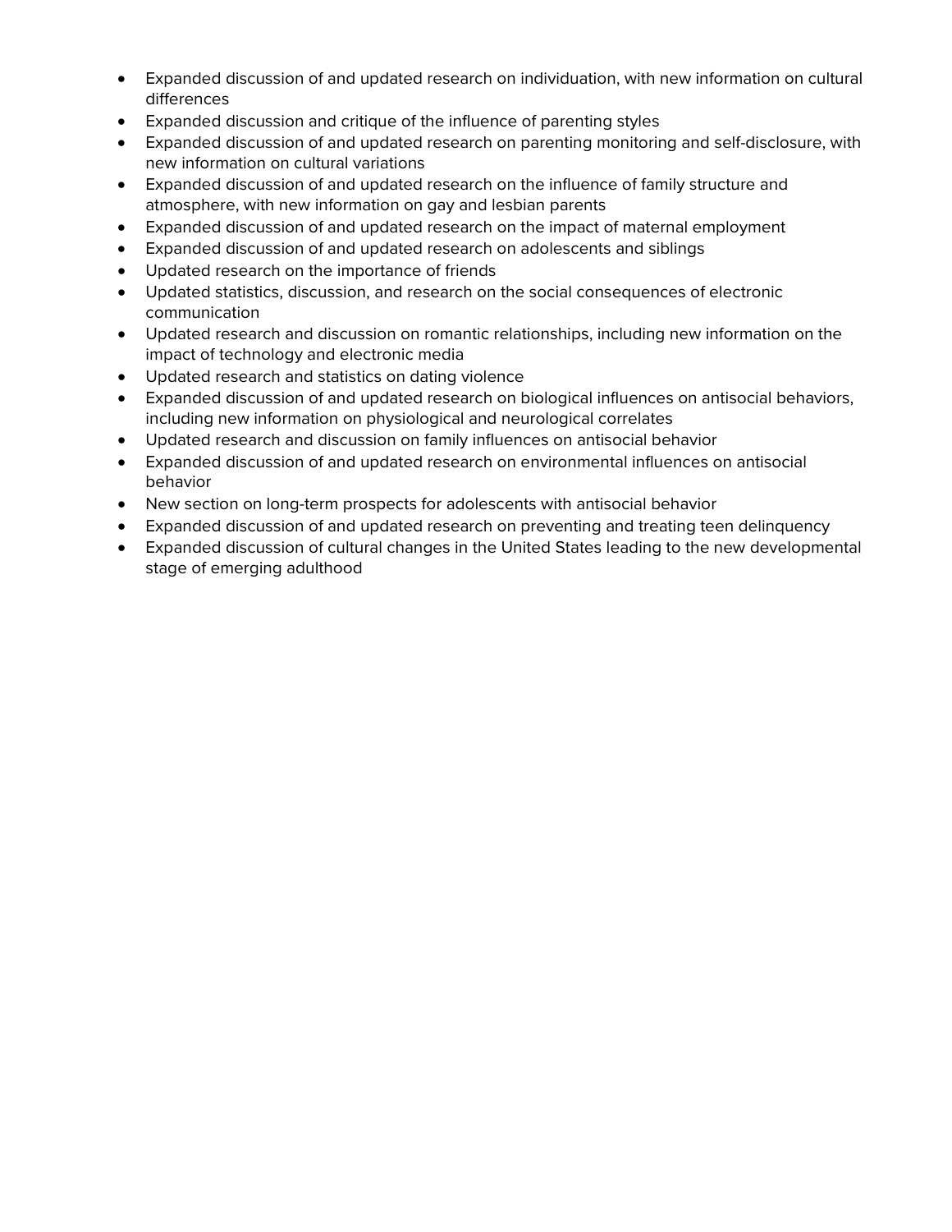- Expanded discussion of and updated research on individuation, with new information on cultural differences
- Expanded discussion and critique of the influence of parenting styles
- Expanded discussion of and updated research on parenting monitoring and self-disclosure, with new information on cultural variations
- Expanded discussion of and updated research on the influence of family structure and atmosphere, with new information on gay and lesbian parents
- Expanded discussion of and updated research on the impact of maternal employment
- Expanded discussion of and updated research on adolescents and siblings
- Updated research on the importance of friends
- Updated statistics, discussion, and research on the social consequences of electronic communication
- Updated research and discussion on romantic relationships, including new information on the impact of technology and electronic media
- Updated research and statistics on dating violence
- Expanded discussion of and updated research on biological influences on antisocial behaviors, including new information on physiological and neurological correlates
- Updated research and discussion on family influences on antisocial behavior
- Expanded discussion of and updated research on environmental influences on antisocial behavior
- New section on long-term prospects for adolescents with antisocial behavior
- Expanded discussion of and updated research on preventing and treating teen delinquency
- Expanded discussion of cultural changes in the United States leading to the new developmental stage of emerging adulthood